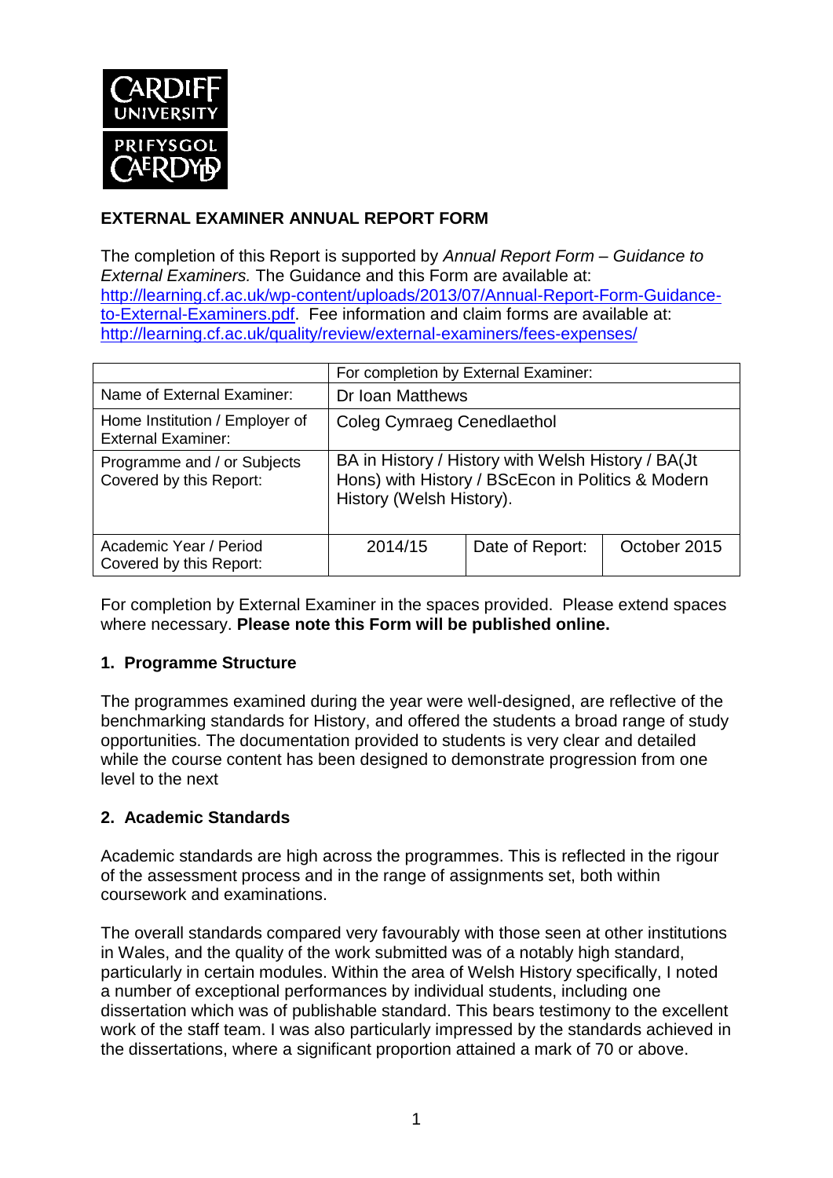## EXTERNAL EXAMINER ANNUAL REPORT FORM

The completion of this Report is supported by *Annual Report Form – Guidance to External Examiners.* The Guidance and this Form are available at: [http://learning.cf.ac.uk/wp-content/uploads/2013/07/Annual-Report-Form-Guidance-to-External-Examiners.pdf](http://learning.cf.ac.uk/wp-content/uploads/2013/07/Annual-Report-Form-Guidance-to-External-Examiners.pdf). Fee information and claim forms are available at: [http://learning.cf.ac.uk/quality/review/external-examiners/fees-expenses/](http://learning.cf.ac.uk/quality/review/external-examiners/fees-expenses/)

| | For completion by External Examiner: | | |
|---|---|---|---|
| Name of External Examiner: | Dr Ioan Matthews | | |
| Home Institution / Employer of External Examiner: | Coleg Cymraeg Cenedlaethol | | |
| Programme and / or Subjects Covered by this Report: | BA in History / History with Welsh History / BA(Jt Hons) with History / BScEcon in Politics & Modern History (Welsh History). | | |
| Academic Year / Period Covered by this Report: | 2014/15 | Date of Report: | October 2015 |

For completion by External Examiner in the spaces provided. Please extend spaces where necessary. **Please note this Form will be published online.**

### 1. Programme Structure

The programmes examined during the year were well-designed, are reflective of the benchmarking standards for History, and offered the students a broad range of study opportunities. The documentation provided to students is very clear and detailed while the course content has been designed to demonstrate progression from one level to the next

### 2. Academic Standards

Academic standards are high across the programmes. This is reflected in the rigour of the assessment process and in the range of assignments set, both within coursework and examinations.

The overall standards compared very favourably with those seen at other institutions in Wales, and the quality of the work submitted was of a notably high standard, particularly in certain modules. Within the area of Welsh History specifically, I noted a number of exceptional performances by individual students, including one dissertation which was of publishable standard. This bears testimony to the excellent work of the staff team. I was also particularly impressed by the standards achieved in the dissertations, where a significant proportion attained a mark of 70 or above.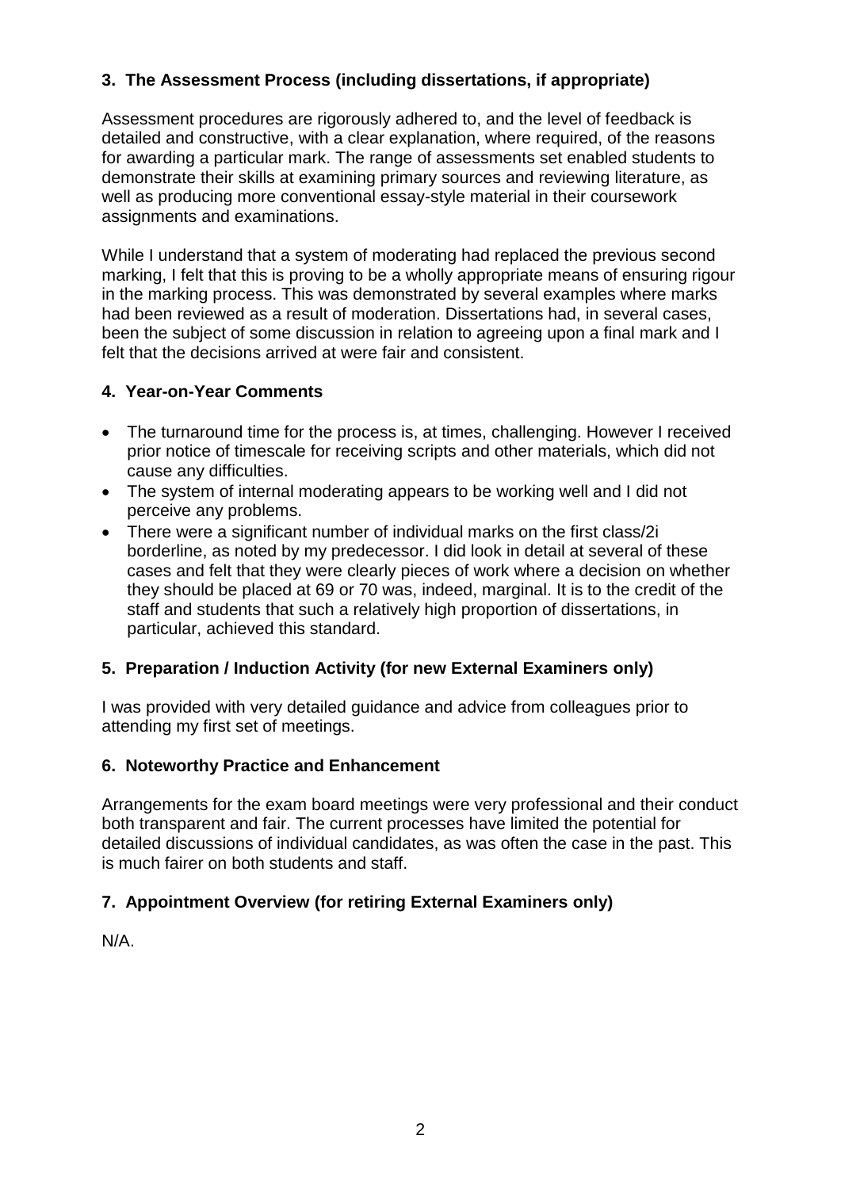### 3. The Assessment Process (including dissertations, if appropriate)

Assessment procedures are rigorously adhered to, and the level of feedback is detailed and constructive, with a clear explanation, where required, of the reasons for awarding a particular mark. The range of assessments set enabled students to demonstrate their skills at examining primary sources and reviewing literature, as well as producing more conventional essay-style material in their coursework assignments and examinations.

While I understand that a system of moderating had replaced the previous second marking, I felt that this is proving to be a wholly appropriate means of ensuring rigour in the marking process. This was demonstrated by several examples where marks had been reviewed as a result of moderation. Dissertations had, in several cases, been the subject of some discussion in relation to agreeing upon a final mark and I felt that the decisions arrived at were fair and consistent.

### 4. Year-on-Year Comments

- The turnaround time for the process is, at times, challenging. However I received prior notice of timescale for receiving scripts and other materials, which did not cause any difficulties.
- The system of internal moderating appears to be working well and I did not perceive any problems.
- There were a significant number of individual marks on the first class/2i borderline, as noted by my predecessor. I did look in detail at several of these cases and felt that they were clearly pieces of work where a decision on whether they should be placed at 69 or 70 was, indeed, marginal. It is to the credit of the staff and students that such a relatively high proportion of dissertations, in particular, achieved this standard.

### 5. Preparation / Induction Activity (for new External Examiners only)

I was provided with very detailed guidance and advice from colleagues prior to attending my first set of meetings.

### 6. Noteworthy Practice and Enhancement

Arrangements for the exam board meetings were very professional and their conduct both transparent and fair. The current processes have limited the potential for detailed discussions of individual candidates, as was often the case in the past. This is much fairer on both students and staff.

### 7. Appointment Overview (for retiring External Examiners only)

N/A.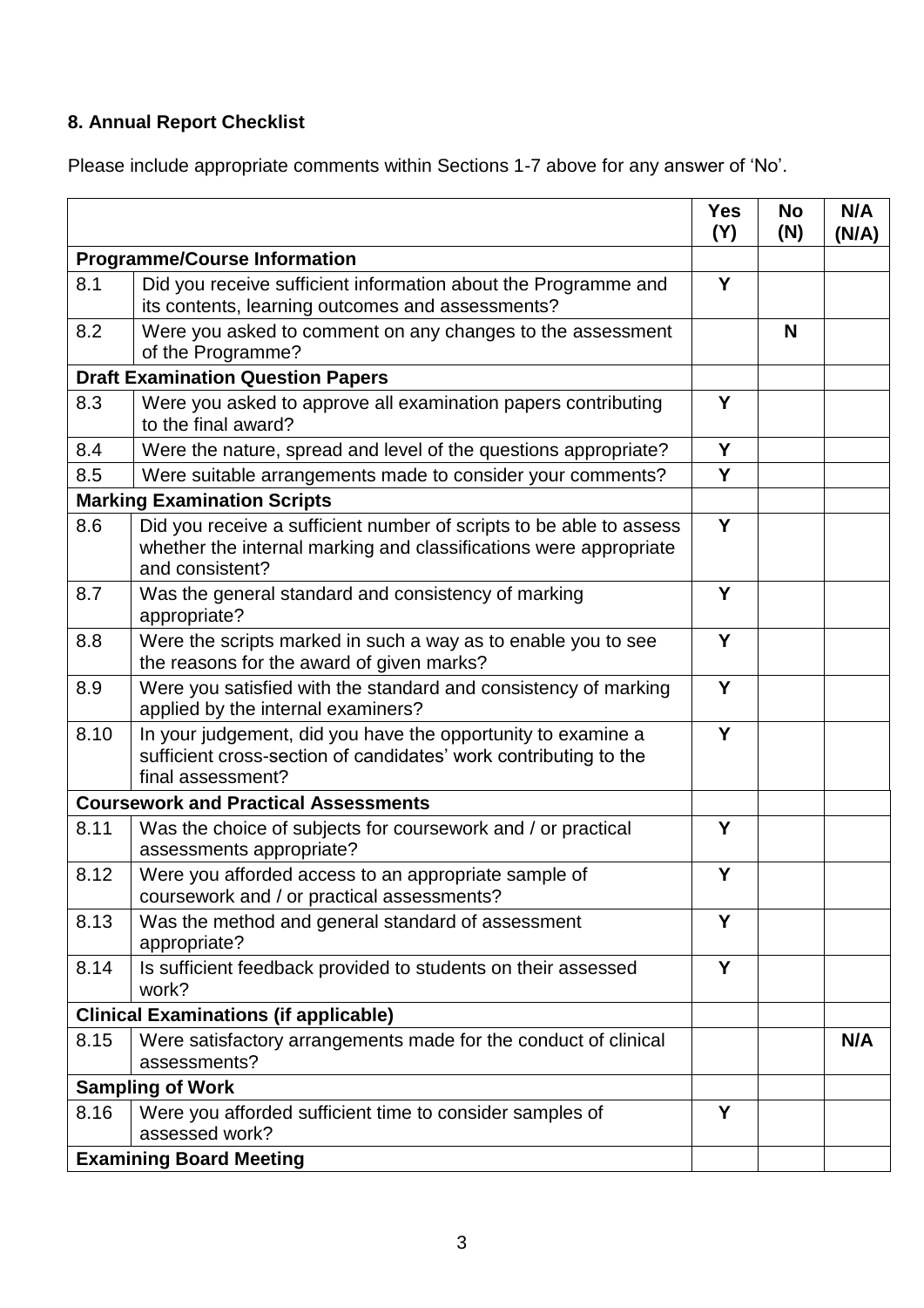## 8. Annual Report Checklist

Please include appropriate comments within Sections 1-7 above for any answer of 'No'.

| | | Yes (Y) | No (N) | N/A (N/A) |
|---|---|---|---|---|
| **Programme/Course Information** | | | | |
| 8.1 | Did you receive sufficient information about the Programme and its contents, learning outcomes and assessments? | Y | | |
| 8.2 | Were you asked to comment on any changes to the assessment of the Programme? | | N | |
| **Draft Examination Question Papers** | | | | |
| 8.3 | Were you asked to approve all examination papers contributing to the final award? | Y | | |
| 8.4 | Were the nature, spread and level of the questions appropriate? | Y | | |
| 8.5 | Were suitable arrangements made to consider your comments? | Y | | |
| **Marking Examination Scripts** | | | | |
| 8.6 | Did you receive a sufficient number of scripts to be able to assess whether the internal marking and classifications were appropriate and consistent? | Y | | |
| 8.7 | Was the general standard and consistency of marking appropriate? | Y | | |
| 8.8 | Were the scripts marked in such a way as to enable you to see the reasons for the award of given marks? | Y | | |
| 8.9 | Were you satisfied with the standard and consistency of marking applied by the internal examiners? | Y | | |
| 8.10 | In your judgement, did you have the opportunity to examine a sufficient cross-section of candidates' work contributing to the final assessment? | Y | | |
| **Coursework and Practical Assessments** | | | | |
| 8.11 | Was the choice of subjects for coursework and / or practical assessments appropriate? | Y | | |
| 8.12 | Were you afforded access to an appropriate sample of coursework and / or practical assessments? | Y | | |
| 8.13 | Was the method and general standard of assessment appropriate? | Y | | |
| 8.14 | Is sufficient feedback provided to students on their assessed work? | Y | | |
| **Clinical Examinations (if applicable)** | | | | |
| 8.15 | Were satisfactory arrangements made for the conduct of clinical assessments? | | | N/A |
| **Sampling of Work** | | | | |
| 8.16 | Were you afforded sufficient time to consider samples of assessed work? | Y | | |
| **Examining Board Meeting** | | | | |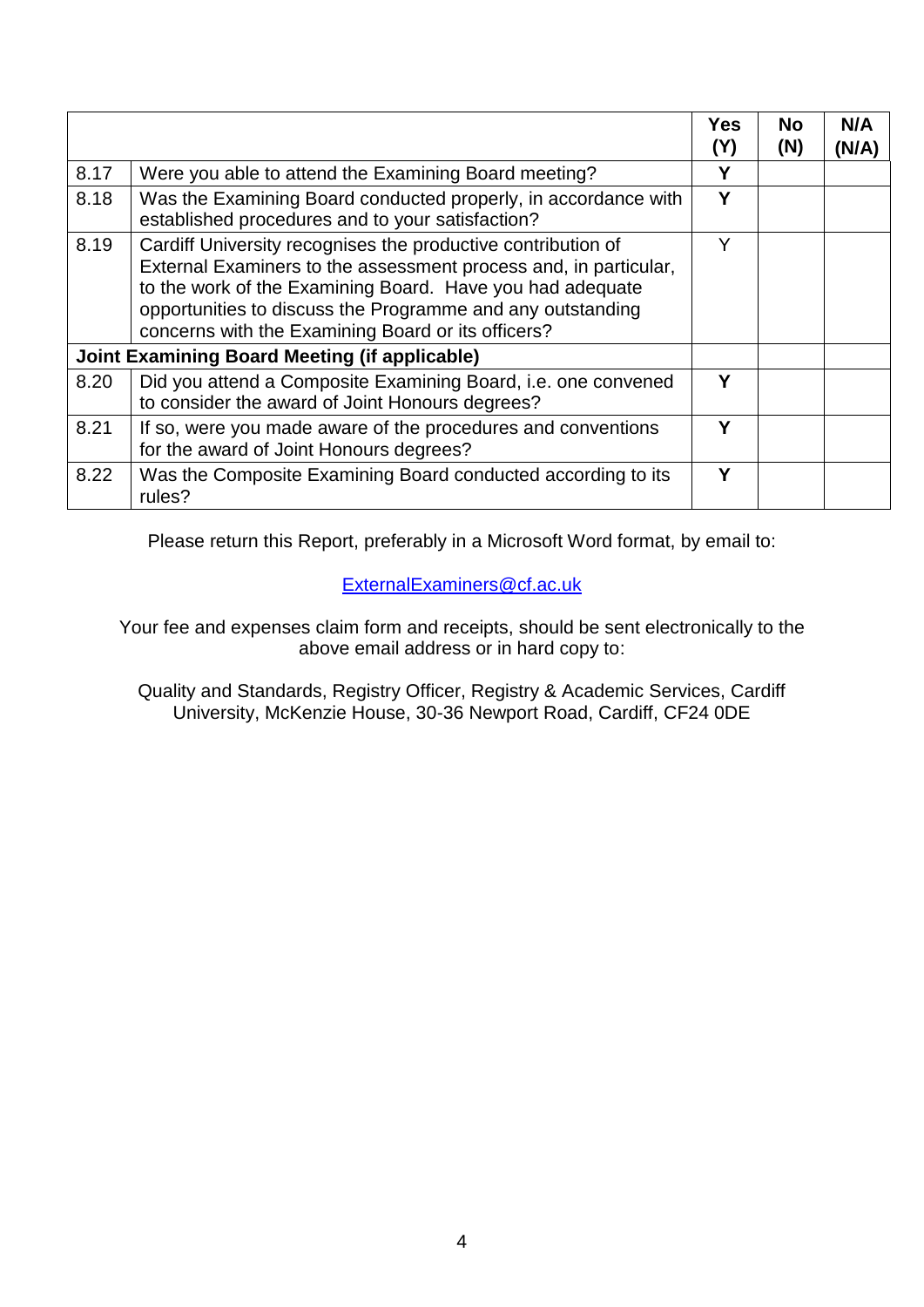| | | Yes (Y) | No (N) | N/A (N/A) |
|---|---|---|---|---|
| 8.17 | Were you able to attend the Examining Board meeting? | **Y** | | |
| 8.18 | Was the Examining Board conducted properly, in accordance with established procedures and to your satisfaction? | **Y** | | |
| 8.19 | Cardiff University recognises the productive contribution of External Examiners to the assessment process and, in particular, to the work of the Examining Board. Have you had adequate opportunities to discuss the Programme and any outstanding concerns with the Examining Board or its officers? | Y | | |
| **Joint Examining Board Meeting (if applicable)** | | | | |
| 8.20 | Did you attend a Composite Examining Board, i.e. one convened to consider the award of Joint Honours degrees? | **Y** | | |
| 8.21 | If so, were you made aware of the procedures and conventions for the award of Joint Honours degrees? | **Y** | | |
| 8.22 | Was the Composite Examining Board conducted according to its rules? | **Y** | | |

Please return this Report, preferably in a Microsoft Word format, by email to:

ExternalExaminers@cf.ac.uk

Your fee and expenses claim form and receipts, should be sent electronically to the above email address or in hard copy to:

Quality and Standards, Registry Officer, Registry & Academic Services, Cardiff University, McKenzie House, 30-36 Newport Road, Cardiff, CF24 0DE